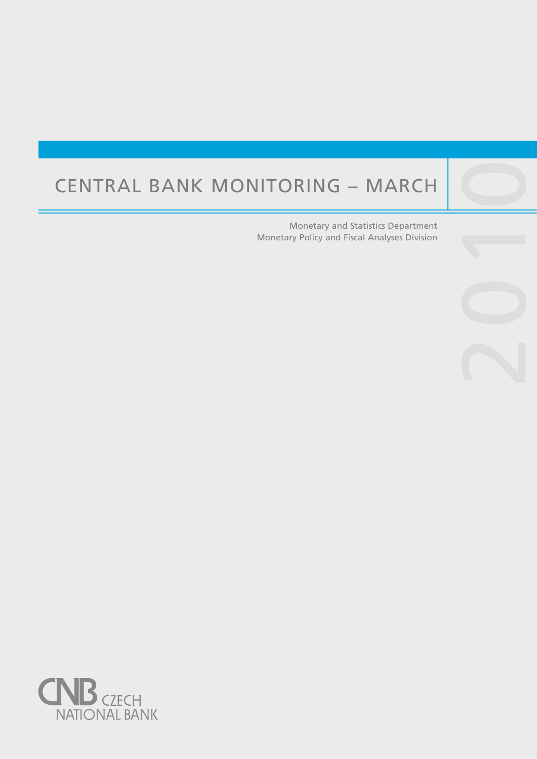# CENTRAL BANK MONITORING – MARCH 2010

Monetary and Statistics Department
Monetary Policy and Fiscal Analyses Division

CNB CZECH NATIONAL BANK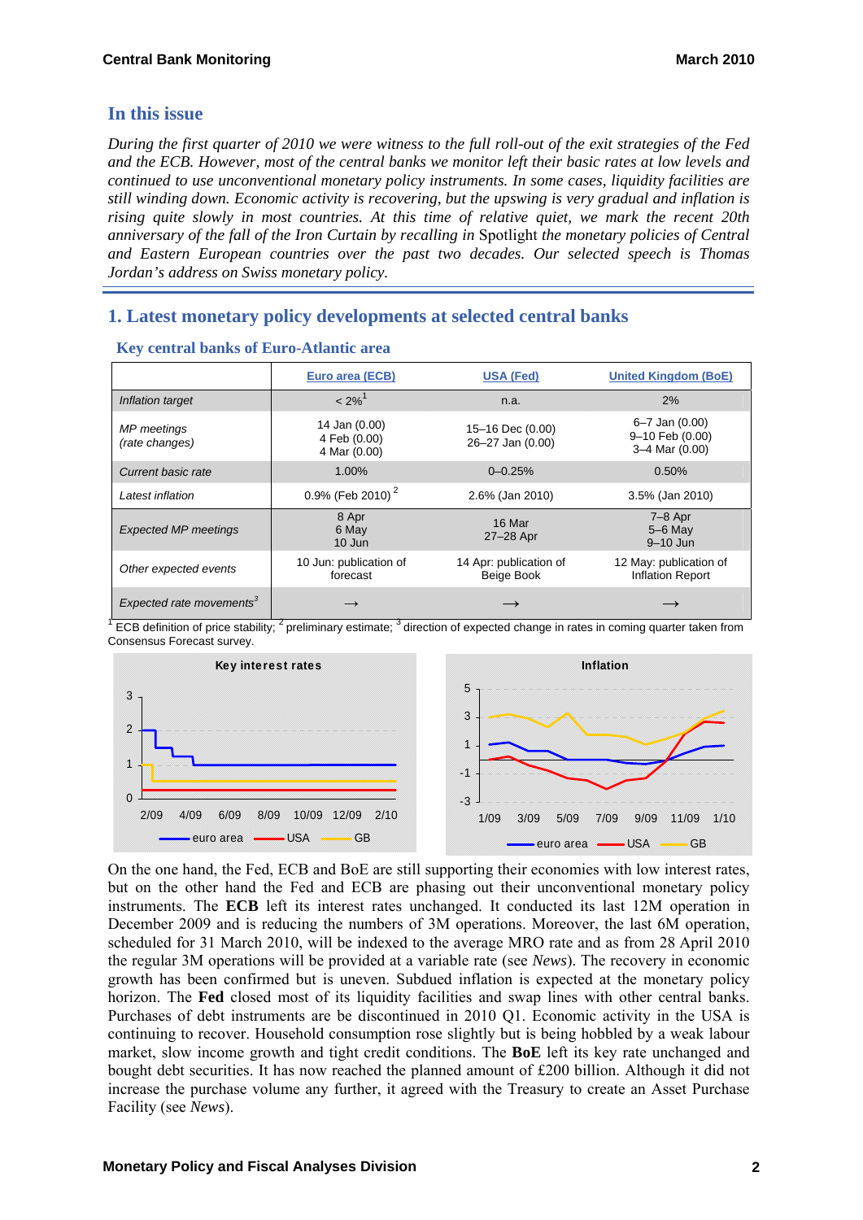## In this issue

*During the first quarter of 2010 we were witness to the full roll-out of the exit strategies of the Fed and the ECB. However, most of the central banks we monitor left their basic rates at low levels and continued to use unconventional monetary policy instruments. In some cases, liquidity facilities are still winding down. Economic activity is recovering, but the upswing is very gradual and inflation is rising quite slowly in most countries. At this time of relative quiet, we mark the recent 20th anniversary of the fall of the Iron Curtain by recalling in* Spotlight *the monetary policies of Central and Eastern European countries over the past two decades. Our selected speech is Thomas Jordan's address on Swiss monetary policy.*

# 1. Latest monetary policy developments at selected central banks

### Key central banks of Euro-Atlantic area

| | Euro area (ECB) | USA (Fed) | United Kingdom (BoE) |
|---|---|---|---|
| *Inflation target* | < 2%[1] | n.a. | 2% |
| *MP meetings (rate changes)* | 14 Jan (0.00)<br>4 Feb (0.00)<br>4 Mar (0.00) | 15–16 Dec (0.00)<br>26–27 Jan (0.00) | 6–7 Jan (0.00)<br>9–10 Feb (0.00)<br>3–4 Mar (0.00) |
| *Current basic rate* | 1.00% | 0–0.25% | 0.50% |
| *Latest inflation* | 0.9% (Feb 2010)[2] | 2.6% (Jan 2010) | 3.5% (Jan 2010) |
| *Expected MP meetings* | 8 Apr<br>6 May<br>10 Jun | 16 Mar<br>27–28 Apr | 7–8 Apr<br>5–6 May<br>9–10 Jun |
| *Other expected events* | 10 Jun: publication of forecast | 14 Apr: publication of Beige Book | 12 May: publication of Inflation Report |
| *Expected rate movements*[3] | → | → | → |

[1] ECB definition of price stability; [2] preliminary estimate; [3] direction of expected change in rates in coming quarter taken from Consensus Forecast survey.

On the one hand, the Fed, ECB and BoE are still supporting their economies with low interest rates, but on the other hand the Fed and ECB are phasing out their unconventional monetary policy instruments. The **ECB** left its interest rates unchanged. It conducted its last 12M operation in December 2009 and is reducing the numbers of 3M operations. Moreover, the last 6M operation, scheduled for 31 March 2010, will be indexed to the average MRO rate and as from 28 April 2010 the regular 3M operations will be provided at a variable rate (see *News*). The recovery in economic growth has been confirmed but is uneven. Subdued inflation is expected at the monetary policy horizon. The **Fed** closed most of its liquidity facilities and swap lines with other central banks. Purchases of debt instruments are be discontinued in 2010 Q1. Economic activity in the USA is continuing to recover. Household consumption rose slightly but is being hobbled by a weak labour market, slow income growth and tight credit conditions. The **BoE** left its key rate unchanged and bought debt securities. It has now reached the planned amount of £200 billion. Although it did not increase the purchase volume any further, it agreed with the Treasury to create an Asset Purchase Facility (see *News*).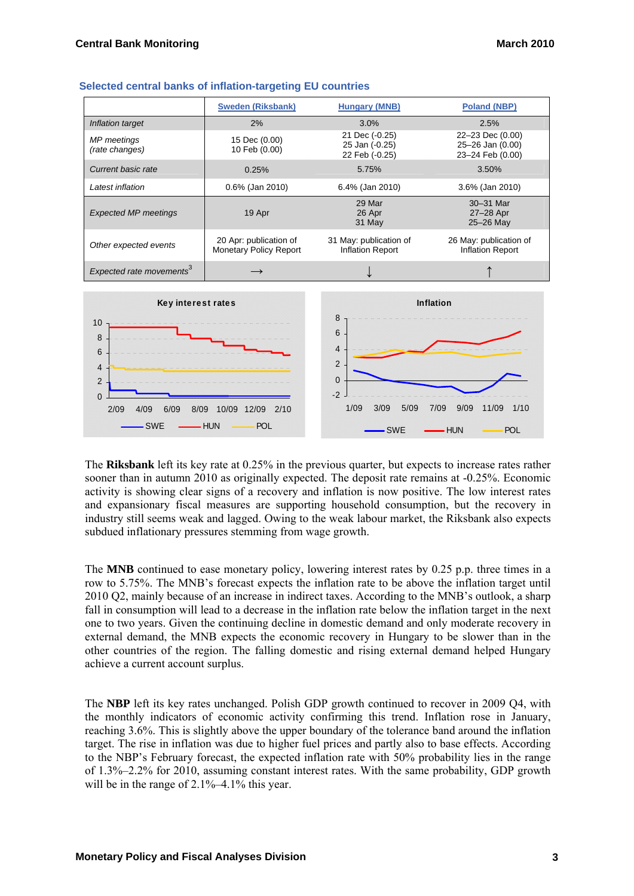### Selected central banks of inflation-targeting EU countries

| | Sweden (Riksbank) | Hungary (MNB) | Poland (NBP) |
|---|---|---|---|
| *Inflation target* | 2% | 3.0% | 2.5% |
| *MP meetings (rate changes)* | 15 Dec (0.00)<br>10 Feb (0.00) | 21 Dec (-0.25)<br>25 Jan (-0.25)<br>22 Feb (-0.25) | 22–23 Dec (0.00)<br>25–26 Jan (0.00)<br>23–24 Feb (0.00) |
| *Current basic rate* | 0.25% | 5.75% | 3.50% |
| *Latest inflation* | 0.6% (Jan 2010) | 6.4% (Jan 2010) | 3.6% (Jan 2010) |
| *Expected MP meetings* | 19 Apr | 29 Mar<br>26 Apr<br>31 May | 30–31 Mar<br>27–28 Apr<br>25–26 May |
| *Other expected events* | 20 Apr: publication of Monetary Policy Report | 31 May: publication of Inflation Report | 26 May: publication of Inflation Report |
| *Expected rate movements*[3] | → | ↓ | ↑ |

The **Riksbank** left its key rate at 0.25% in the previous quarter, but expects to increase rates rather sooner than in autumn 2010 as originally expected. The deposit rate remains at -0.25%. Economic activity is showing clear signs of a recovery and inflation is now positive. The low interest rates and expansionary fiscal measures are supporting household consumption, but the recovery in industry still seems weak and lagged. Owing to the weak labour market, the Riksbank also expects subdued inflationary pressures stemming from wage growth.

The **MNB** continued to ease monetary policy, lowering interest rates by 0.25 p.p. three times in a row to 5.75%. The MNB's forecast expects the inflation rate to be above the inflation target until 2010 Q2, mainly because of an increase in indirect taxes. According to the MNB's outlook, a sharp fall in consumption will lead to a decrease in the inflation rate below the inflation target in the next one to two years. Given the continuing decline in domestic demand and only moderate recovery in external demand, the MNB expects the economic recovery in Hungary to be slower than in the other countries of the region. The falling domestic and rising external demand helped Hungary achieve a current account surplus.

The **NBP** left its key rates unchanged. Polish GDP growth continued to recover in 2009 Q4, with the monthly indicators of economic activity confirming this trend. Inflation rose in January, reaching 3.6%. This is slightly above the upper boundary of the tolerance band around the inflation target. The rise in inflation was due to higher fuel prices and partly also to base effects. According to the NBP's February forecast, the expected inflation rate with 50% probability lies in the range of 1.3%–2.2% for 2010, assuming constant interest rates. With the same probability, GDP growth will be in the range of 2.1%–4.1% this year.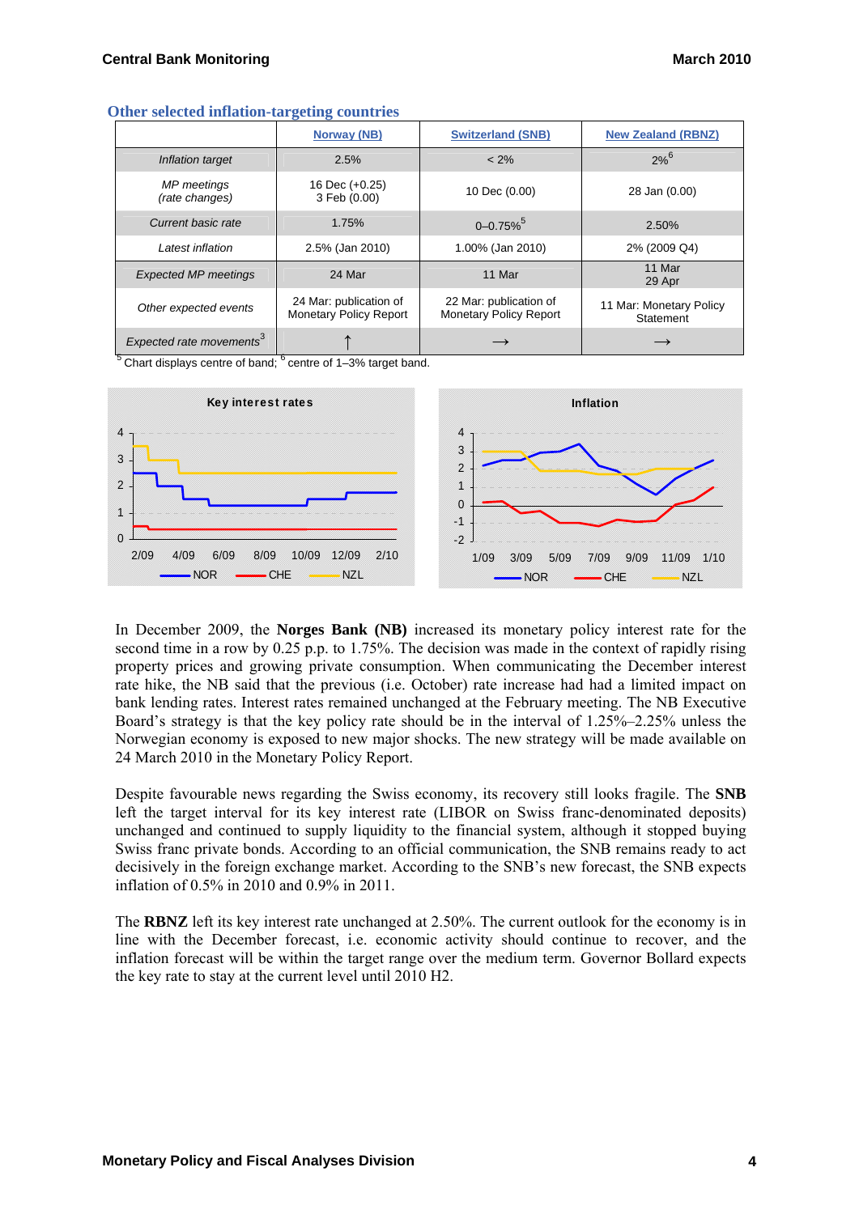### Other selected inflation-targeting countries

| | Norway (NB) | Switzerland (SNB) | New Zealand (RBNZ) |
|---|---|---|---|
| *Inflation target* | 2.5% | < 2% | 2%[6] |
| *MP meetings (rate changes)* | 16 Dec (+0.25) 3 Feb (0.00) | 10 Dec (0.00) | 28 Jan (0.00) |
| *Current basic rate* | 1.75% | 0–0.75%[5] | 2.50% |
| *Latest inflation* | 2.5% (Jan 2010) | 1.00% (Jan 2010) | 2% (2009 Q4) |
| *Expected MP meetings* | 24 Mar | 11 Mar | 11 Mar 29 Apr |
| *Other expected events* | 24 Mar: publication of Monetary Policy Report | 22 Mar: publication of Monetary Policy Report | 11 Mar: Monetary Policy Statement |
| *Expected rate movements*[3] | ↑ | → | → |

[5] Chart displays centre of band; [6] centre of 1–3% target band.

In December 2009, the **Norges Bank (NB)** increased its monetary policy interest rate for the second time in a row by 0.25 p.p. to 1.75%. The decision was made in the context of rapidly rising property prices and growing private consumption. When communicating the December interest rate hike, the NB said that the previous (i.e. October) rate increase had had a limited impact on bank lending rates. Interest rates remained unchanged at the February meeting. The NB Executive Board's strategy is that the key policy rate should be in the interval of 1.25%–2.25% unless the Norwegian economy is exposed to new major shocks. The new strategy will be made available on 24 March 2010 in the Monetary Policy Report.

Despite favourable news regarding the Swiss economy, its recovery still looks fragile. The **SNB** left the target interval for its key interest rate (LIBOR on Swiss franc-denominated deposits) unchanged and continued to supply liquidity to the financial system, although it stopped buying Swiss franc private bonds. According to an official communication, the SNB remains ready to act decisively in the foreign exchange market. According to the SNB's new forecast, the SNB expects inflation of 0.5% in 2010 and 0.9% in 2011.

The **RBNZ** left its key interest rate unchanged at 2.50%. The current outlook for the economy is in line with the December forecast, i.e. economic activity should continue to recover, and the inflation forecast will be within the target range over the medium term. Governor Bollard expects the key rate to stay at the current level until 2010 H2.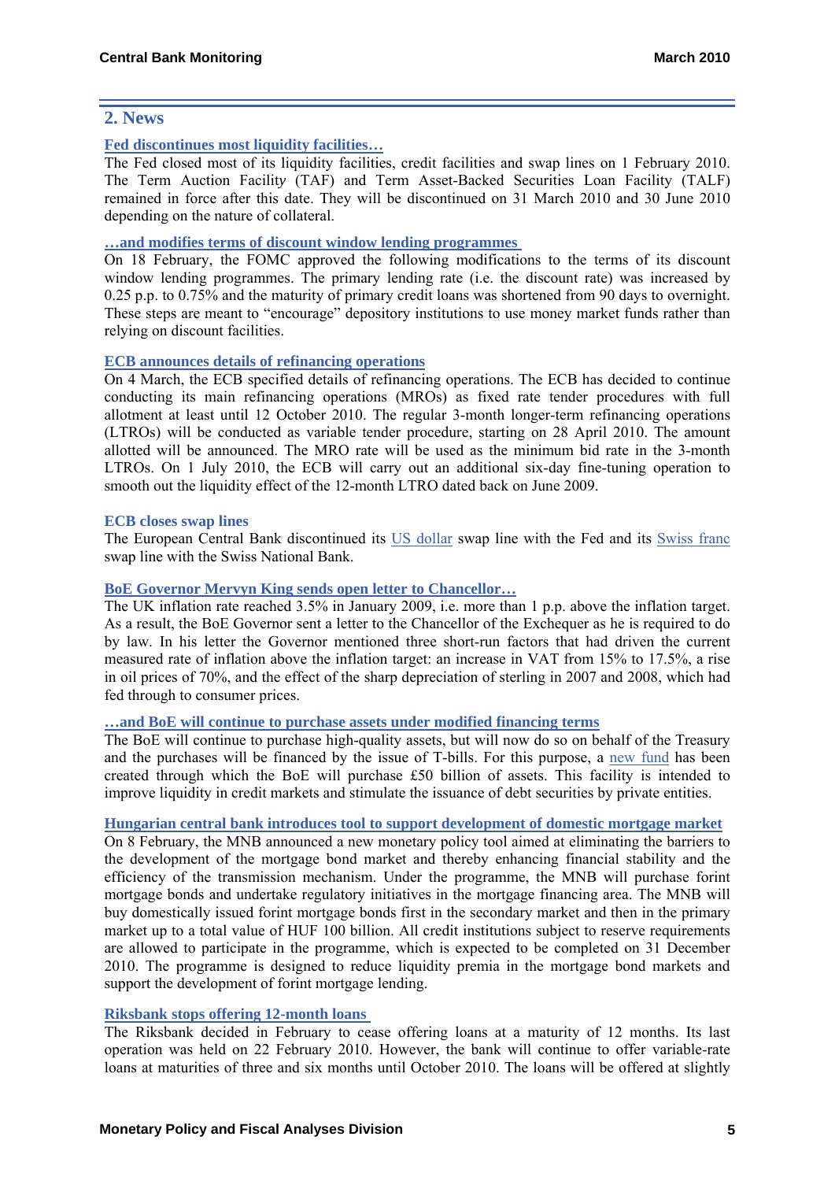## 2. News

**Fed discontinues most liquidity facilities…**

The Fed closed most of its liquidity facilities, credit facilities and swap lines on 1 February 2010. The Term Auction Facility (TAF) and Term Asset-Backed Securities Loan Facility (TALF) remained in force after this date. They will be discontinued on 31 March 2010 and 30 June 2010 depending on the nature of collateral.

**…and modifies terms of discount window lending programmes**

On 18 February, the FOMC approved the following modifications to the terms of its discount window lending programmes. The primary lending rate (i.e. the discount rate) was increased by 0.25 p.p. to 0.75% and the maturity of primary credit loans was shortened from 90 days to overnight. These steps are meant to "encourage" depository institutions to use money market funds rather than relying on discount facilities.

**ECB announces details of refinancing operations**

On 4 March, the ECB specified details of refinancing operations. The ECB has decided to continue conducting its main refinancing operations (MROs) as fixed rate tender procedures with full allotment at least until 12 October 2010. The regular 3-month longer-term refinancing operations (LTROs) will be conducted as variable tender procedure, starting on 28 April 2010. The amount allotted will be announced. The MRO rate will be used as the minimum bid rate in the 3-month LTROs. On 1 July 2010, the ECB will carry out an additional six-day fine-tuning operation to smooth out the liquidity effect of the 12-month LTRO dated back on June 2009.

**ECB closes swap lines**

The European Central Bank discontinued its US dollar swap line with the Fed and its Swiss franc swap line with the Swiss National Bank.

**BoE Governor Mervyn King sends open letter to Chancellor…**

The UK inflation rate reached 3.5% in January 2009, i.e. more than 1 p.p. above the inflation target. As a result, the BoE Governor sent a letter to the Chancellor of the Exchequer as he is required to do by law. In his letter the Governor mentioned three short-run factors that had driven the current measured rate of inflation above the inflation target: an increase in VAT from 15% to 17.5%, a rise in oil prices of 70%, and the effect of the sharp depreciation of sterling in 2007 and 2008, which had fed through to consumer prices.

**…and BoE will continue to purchase assets under modified financing terms**

The BoE will continue to purchase high-quality assets, but will now do so on behalf of the Treasury and the purchases will be financed by the issue of T-bills. For this purpose, a new fund has been created through which the BoE will purchase £50 billion of assets. This facility is intended to improve liquidity in credit markets and stimulate the issuance of debt securities by private entities.

**Hungarian central bank introduces tool to support development of domestic mortgage market**

On 8 February, the MNB announced a new monetary policy tool aimed at eliminating the barriers to the development of the mortgage bond market and thereby enhancing financial stability and the efficiency of the transmission mechanism. Under the programme, the MNB will purchase forint mortgage bonds and undertake regulatory initiatives in the mortgage financing area. The MNB will buy domestically issued forint mortgage bonds first in the secondary market and then in the primary market up to a total value of HUF 100 billion. All credit institutions subject to reserve requirements are allowed to participate in the programme, which is expected to be completed on 31 December 2010. The programme is designed to reduce liquidity premia in the mortgage bond markets and support the development of forint mortgage lending.

**Riksbank stops offering 12-month loans**

The Riksbank decided in February to cease offering loans at a maturity of 12 months. Its last operation was held on 22 February 2010. However, the bank will continue to offer variable-rate loans at maturities of three and six months until October 2010. The loans will be offered at slightly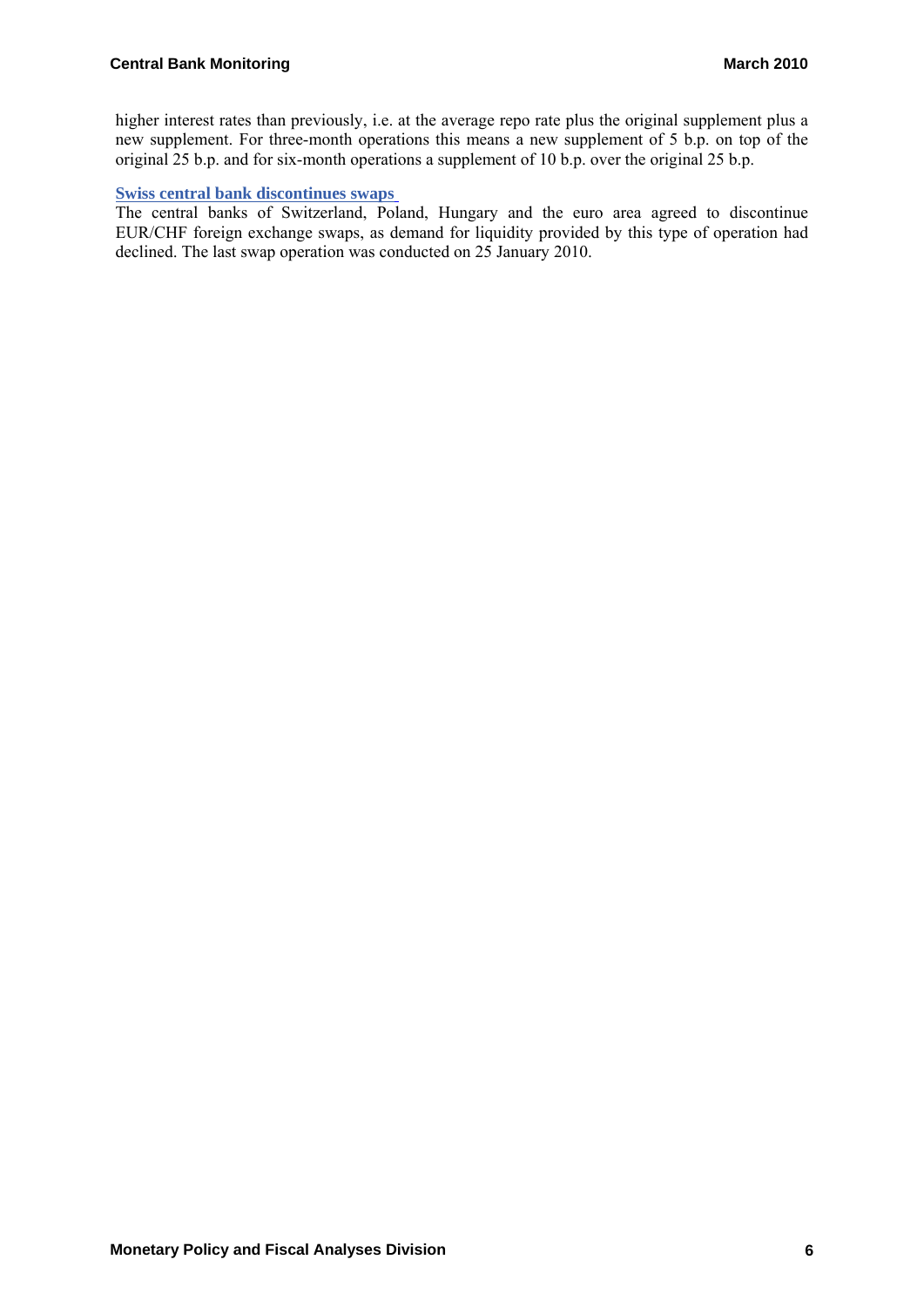higher interest rates than previously, i.e. at the average repo rate plus the original supplement plus a new supplement. For three-month operations this means a new supplement of 5 b.p. on top of the original 25 b.p. and for six-month operations a supplement of 10 b.p. over the original 25 b.p.

**Swiss central bank discontinues swaps**

The central banks of Switzerland, Poland, Hungary and the euro area agreed to discontinue EUR/CHF foreign exchange swaps, as demand for liquidity provided by this type of operation had declined. The last swap operation was conducted on 25 January 2010.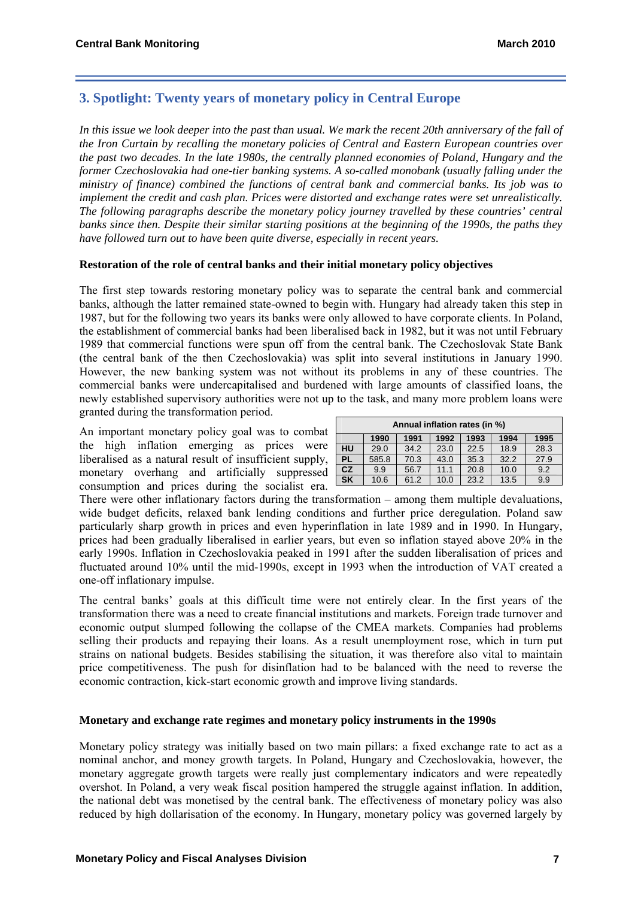## 3. Spotlight: Twenty years of monetary policy in Central Europe

*In this issue we look deeper into the past than usual. We mark the recent 20th anniversary of the fall of the Iron Curtain by recalling the monetary policies of Central and Eastern European countries over the past two decades. In the late 1980s, the centrally planned economies of Poland, Hungary and the former Czechoslovakia had one-tier banking systems. A so-called monobank (usually falling under the ministry of finance) combined the functions of central bank and commercial banks. Its job was to implement the credit and cash plan. Prices were distorted and exchange rates were set unrealistically. The following paragraphs describe the monetary policy journey travelled by these countries' central banks since then. Despite their similar starting positions at the beginning of the 1990s, the paths they have followed turn out to have been quite diverse, especially in recent years.*

### Restoration of the role of central banks and their initial monetary policy objectives

The first step towards restoring monetary policy was to separate the central bank and commercial banks, although the latter remained state-owned to begin with. Hungary had already taken this step in 1987, but for the following two years its banks were only allowed to have corporate clients. In Poland, the establishment of commercial banks had been liberalised back in 1982, but it was not until February 1989 that commercial functions were spun off from the central bank. The Czechoslovak State Bank (the central bank of the then Czechoslovakia) was split into several institutions in January 1990. However, the new banking system was not without its problems in any of these countries. The commercial banks were undercapitalised and burdened with large amounts of classified loans, the newly established supervisory authorities were not up to the task, and many more problem loans were granted during the transformation period.

**Annual inflation rates (in %)**

| | 1990 | 1991 | 1992 | 1993 | 1994 | 1995 |
|---|---|---|---|---|---|---|
| **HU** | 29.0 | 34.2 | 23.0 | 22.5 | 18.9 | 28.3 |
| **PL** | 585.8 | 70.3 | 43.0 | 35.3 | 32.2 | 27.9 |
| **CZ** | 9.9 | 56.7 | 11.1 | 20.8 | 10.0 | 9.2 |
| **SK** | 10.6 | 61.2 | 10.0 | 23.2 | 13.5 | 9.9 |

An important monetary policy goal was to combat the high inflation emerging as prices were liberalised as a natural result of insufficient supply, monetary overhang and artificially suppressed consumption and prices during the socialist era. There were other inflationary factors during the transformation – among them multiple devaluations, wide budget deficits, relaxed bank lending conditions and further price deregulation. Poland saw particularly sharp growth in prices and even hyperinflation in late 1989 and in 1990. In Hungary, prices had been gradually liberalised in earlier years, but even so inflation stayed above 20% in the early 1990s. Inflation in Czechoslovakia peaked in 1991 after the sudden liberalisation of prices and fluctuated around 10% until the mid-1990s, except in 1993 when the introduction of VAT created a one-off inflationary impulse.

The central banks' goals at this difficult time were not entirely clear. In the first years of the transformation there was a need to create financial institutions and markets. Foreign trade turnover and economic output slumped following the collapse of the CMEA markets. Companies had problems selling their products and repaying their loans. As a result unemployment rose, which in turn put strains on national budgets. Besides stabilising the situation, it was therefore also vital to maintain price competitiveness. The push for disinflation had to be balanced with the need to reverse the economic contraction, kick-start economic growth and improve living standards.

### Monetary and exchange rate regimes and monetary policy instruments in the 1990s

Monetary policy strategy was initially based on two main pillars: a fixed exchange rate to act as a nominal anchor, and money growth targets. In Poland, Hungary and Czechoslovakia, however, the monetary aggregate growth targets were really just complementary indicators and were repeatedly overshot. In Poland, a very weak fiscal position hampered the struggle against inflation. In addition, the national debt was monetised by the central bank. The effectiveness of monetary policy was also reduced by high dollarisation of the economy. In Hungary, monetary policy was governed largely by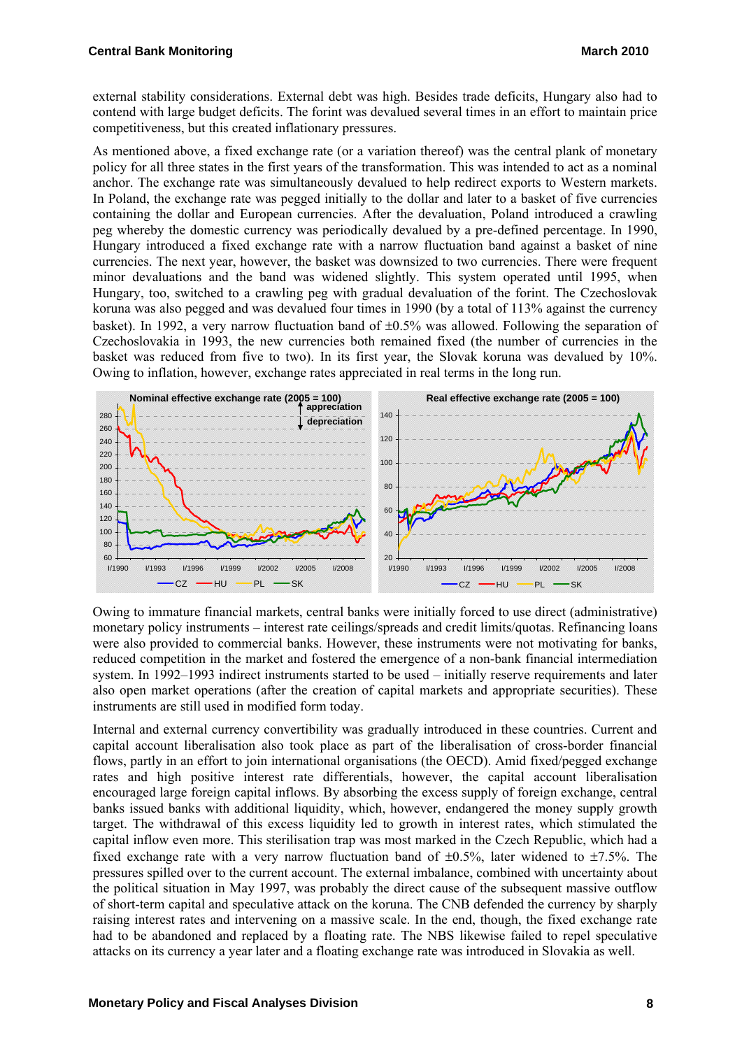external stability considerations. External debt was high. Besides trade deficits, Hungary also had to contend with large budget deficits. The forint was devalued several times in an effort to maintain price competitiveness, but this created inflationary pressures.

As mentioned above, a fixed exchange rate (or a variation thereof) was the central plank of monetary policy for all three states in the first years of the transformation. This was intended to act as a nominal anchor. The exchange rate was simultaneously devalued to help redirect exports to Western markets. In Poland, the exchange rate was pegged initially to the dollar and later to a basket of five currencies containing the dollar and European currencies. After the devaluation, Poland introduced a crawling peg whereby the domestic currency was periodically devalued by a pre-defined percentage. In 1990, Hungary introduced a fixed exchange rate with a narrow fluctuation band against a basket of nine currencies. The next year, however, the basket was downsized to two currencies. There were frequent minor devaluations and the band was widened slightly. This system operated until 1995, when Hungary, too, switched to a crawling peg with gradual devaluation of the forint. The Czechoslovak koruna was also pegged and was devalued four times in 1990 (by a total of 113% against the currency basket). In 1992, a very narrow fluctuation band of ±0.5% was allowed. Following the separation of Czechoslovakia in 1993, the new currencies both remained fixed (the number of currencies in the basket was reduced from five to two). In its first year, the Slovak koruna was devalued by 10%. Owing to inflation, however, exchange rates appreciated in real terms in the long run.

Owing to immature financial markets, central banks were initially forced to use direct (administrative) monetary policy instruments – interest rate ceilings/spreads and credit limits/quotas. Refinancing loans were also provided to commercial banks. However, these instruments were not motivating for banks, reduced competition in the market and fostered the emergence of a non-bank financial intermediation system. In 1992–1993 indirect instruments started to be used – initially reserve requirements and later also open market operations (after the creation of capital markets and appropriate securities). These instruments are still used in modified form today.

Internal and external currency convertibility was gradually introduced in these countries. Current and capital account liberalisation also took place as part of the liberalisation of cross-border financial flows, partly in an effort to join international organisations (the OECD). Amid fixed/pegged exchange rates and high positive interest rate differentials, however, the capital account liberalisation encouraged large foreign capital inflows. By absorbing the excess supply of foreign exchange, central banks issued banks with additional liquidity, which, however, endangered the money supply growth target. The withdrawal of this excess liquidity led to growth in interest rates, which stimulated the capital inflow even more. This sterilisation trap was most marked in the Czech Republic, which had a fixed exchange rate with a very narrow fluctuation band of ±0.5%, later widened to ±7.5%. The pressures spilled over to the current account. The external imbalance, combined with uncertainty about the political situation in May 1997, was probably the direct cause of the subsequent massive outflow of short-term capital and speculative attack on the koruna. The CNB defended the currency by sharply raising interest rates and intervening on a massive scale. In the end, though, the fixed exchange rate had to be abandoned and replaced by a floating rate. The NBS likewise failed to repel speculative attacks on its currency a year later and a floating exchange rate was introduced in Slovakia as well.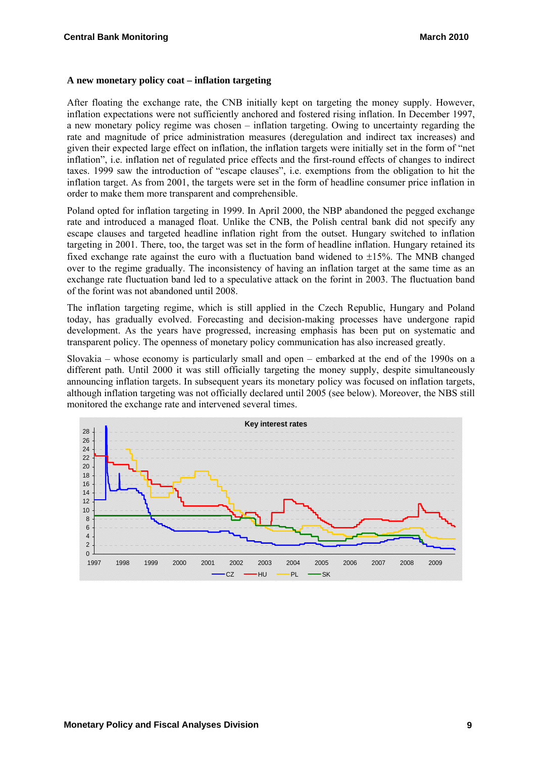### A new monetary policy coat – inflation targeting

After floating the exchange rate, the CNB initially kept on targeting the money supply. However, inflation expectations were not sufficiently anchored and fostered rising inflation. In December 1997, a new monetary policy regime was chosen – inflation targeting. Owing to uncertainty regarding the rate and magnitude of price administration measures (deregulation and indirect tax increases) and given their expected large effect on inflation, the inflation targets were initially set in the form of "net inflation", i.e. inflation net of regulated price effects and the first-round effects of changes to indirect taxes. 1999 saw the introduction of "escape clauses", i.e. exemptions from the obligation to hit the inflation target. As from 2001, the targets were set in the form of headline consumer price inflation in order to make them more transparent and comprehensible.

Poland opted for inflation targeting in 1999. In April 2000, the NBP abandoned the pegged exchange rate and introduced a managed float. Unlike the CNB, the Polish central bank did not specify any escape clauses and targeted headline inflation right from the outset. Hungary switched to inflation targeting in 2001. There, too, the target was set in the form of headline inflation. Hungary retained its fixed exchange rate against the euro with a fluctuation band widened to ±15%. The MNB changed over to the regime gradually. The inconsistency of having an inflation target at the same time as an exchange rate fluctuation band led to a speculative attack on the forint in 2003. The fluctuation band of the forint was not abandoned until 2008.

The inflation targeting regime, which is still applied in the Czech Republic, Hungary and Poland today, has gradually evolved. Forecasting and decision-making processes have undergone rapid development. As the years have progressed, increasing emphasis has been put on systematic and transparent policy. The openness of monetary policy communication has also increased greatly.

Slovakia – whose economy is particularly small and open – embarked at the end of the 1990s on a different path. Until 2000 it was still officially targeting the money supply, despite simultaneously announcing inflation targets. In subsequent years its monetary policy was focused on inflation targets, although inflation targeting was not officially declared until 2005 (see below). Moreover, the NBS still monitored the exchange rate and intervened several times.

**Key interest rates**

(Chart: key interest rates of CZ, HU, PL, SK, 1997–2009)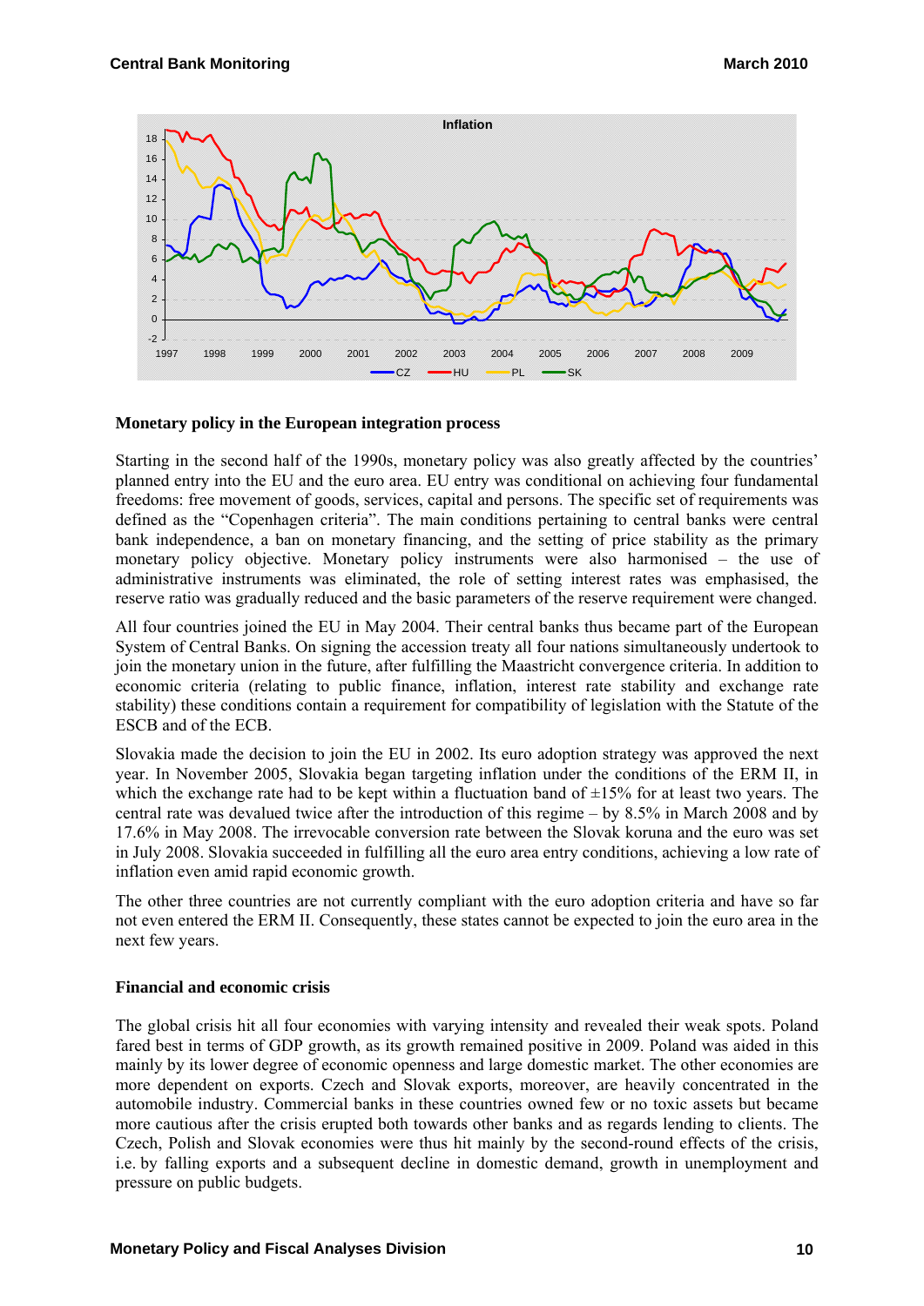**Inflation**

## Monetary policy in the European integration process

Starting in the second half of the 1990s, monetary policy was also greatly affected by the countries' planned entry into the EU and the euro area. EU entry was conditional on achieving four fundamental freedoms: free movement of goods, services, capital and persons. The specific set of requirements was defined as the "Copenhagen criteria". The main conditions pertaining to central banks were central bank independence, a ban on monetary financing, and the setting of price stability as the primary monetary policy objective. Monetary policy instruments were also harmonised – the use of administrative instruments was eliminated, the role of setting interest rates was emphasised, the reserve ratio was gradually reduced and the basic parameters of the reserve requirement were changed.

All four countries joined the EU in May 2004. Their central banks thus became part of the European System of Central Banks. On signing the accession treaty all four nations simultaneously undertook to join the monetary union in the future, after fulfilling the Maastricht convergence criteria. In addition to economic criteria (relating to public finance, inflation, interest rate stability and exchange rate stability) these conditions contain a requirement for compatibility of legislation with the Statute of the ESCB and of the ECB.

Slovakia made the decision to join the EU in 2002. Its euro adoption strategy was approved the next year. In November 2005, Slovakia began targeting inflation under the conditions of the ERM II, in which the exchange rate had to be kept within a fluctuation band of ±15% for at least two years. The central rate was devalued twice after the introduction of this regime – by 8.5% in March 2008 and by 17.6% in May 2008. The irrevocable conversion rate between the Slovak koruna and the euro was set in July 2008. Slovakia succeeded in fulfilling all the euro area entry conditions, achieving a low rate of inflation even amid rapid economic growth.

The other three countries are not currently compliant with the euro adoption criteria and have so far not even entered the ERM II. Consequently, these states cannot be expected to join the euro area in the next few years.

## Financial and economic crisis

The global crisis hit all four economies with varying intensity and revealed their weak spots. Poland fared best in terms of GDP growth, as its growth remained positive in 2009. Poland was aided in this mainly by its lower degree of economic openness and large domestic market. The other economies are more dependent on exports. Czech and Slovak exports, moreover, are heavily concentrated in the automobile industry. Commercial banks in these countries owned few or no toxic assets but became more cautious after the crisis erupted both towards other banks and as regards lending to clients. The Czech, Polish and Slovak economies were thus hit mainly by the second-round effects of the crisis, i.e. by falling exports and a subsequent decline in domestic demand, growth in unemployment and pressure on public budgets.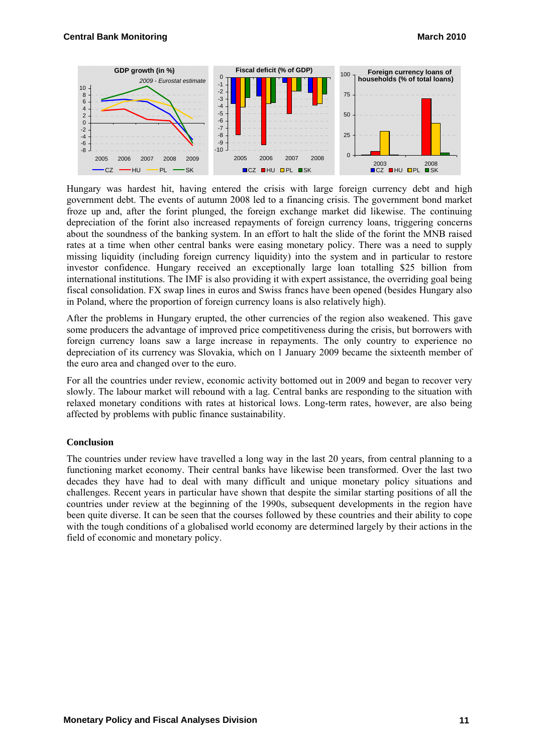Hungary was hardest hit, having entered the crisis with large foreign currency debt and high government debt. The events of autumn 2008 led to a financing crisis. The government bond market froze up and, after the forint plunged, the foreign exchange market did likewise. The continuing depreciation of the forint also increased repayments of foreign currency loans, triggering concerns about the soundness of the banking system. In an effort to halt the slide of the forint the MNB raised rates at a time when other central banks were easing monetary policy. There was a need to supply missing liquidity (including foreign currency liquidity) into the system and in particular to restore investor confidence. Hungary received an exceptionally large loan totalling $25 billion from international institutions. The IMF is also providing it with expert assistance, the overriding goal being fiscal consolidation. FX swap lines in euros and Swiss francs have been opened (besides Hungary also in Poland, where the proportion of foreign currency loans is also relatively high).

After the problems in Hungary erupted, the other currencies of the region also weakened. This gave some producers the advantage of improved price competitiveness during the crisis, but borrowers with foreign currency loans saw a large increase in repayments. The only country to experience no depreciation of its currency was Slovakia, which on 1 January 2009 became the sixteenth member of the euro area and changed over to the euro.

For all the countries under review, economic activity bottomed out in 2009 and began to recover very slowly. The labour market will rebound with a lag. Central banks are responding to the situation with relaxed monetary conditions with rates at historical lows. Long-term rates, however, are also being affected by problems with public finance sustainability.

### Conclusion

The countries under review have travelled a long way in the last 20 years, from central planning to a functioning market economy. Their central banks have likewise been transformed. Over the last two decades they have had to deal with many difficult and unique monetary policy situations and challenges. Recent years in particular have shown that despite the similar starting positions of all the countries under review at the beginning of the 1990s, subsequent developments in the region have been quite diverse. It can be seen that the courses followed by these countries and their ability to cope with the tough conditions of a globalised world economy are determined largely by their actions in the field of economic and monetary policy.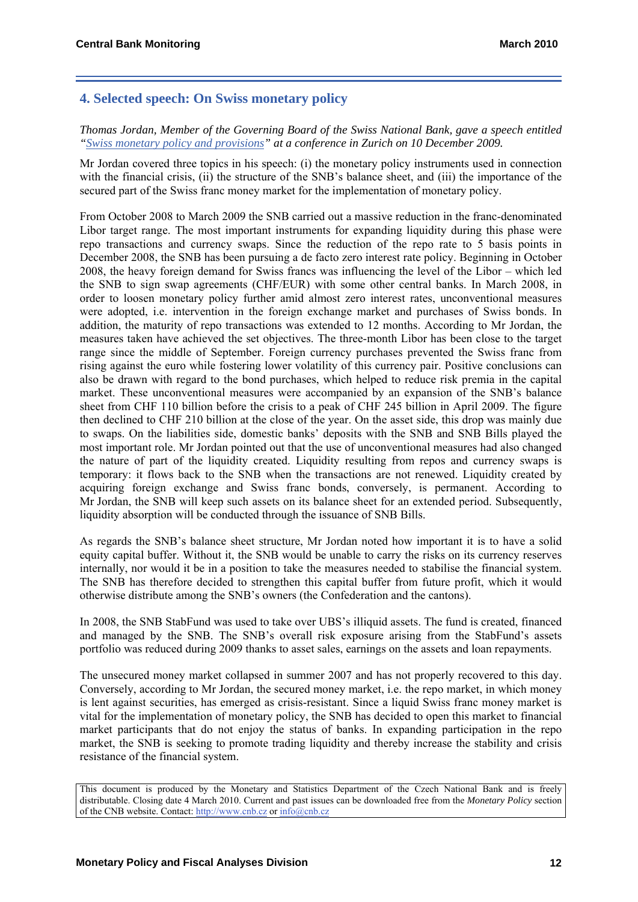## 4. Selected speech: On Swiss monetary policy

*Thomas Jordan, Member of the Governing Board of the Swiss National Bank, gave a speech entitled "Swiss monetary policy and provisions" at a conference in Zurich on 10 December 2009.*

Mr Jordan covered three topics in his speech: (i) the monetary policy instruments used in connection with the financial crisis, (ii) the structure of the SNB's balance sheet, and (iii) the importance of the secured part of the Swiss franc money market for the implementation of monetary policy.

From October 2008 to March 2009 the SNB carried out a massive reduction in the franc-denominated Libor target range. The most important instruments for expanding liquidity during this phase were repo transactions and currency swaps. Since the reduction of the repo rate to 5 basis points in December 2008, the SNB has been pursuing a de facto zero interest rate policy. Beginning in October 2008, the heavy foreign demand for Swiss francs was influencing the level of the Libor – which led the SNB to sign swap agreements (CHF/EUR) with some other central banks. In March 2008, in order to loosen monetary policy further amid almost zero interest rates, unconventional measures were adopted, i.e. intervention in the foreign exchange market and purchases of Swiss bonds. In addition, the maturity of repo transactions was extended to 12 months. According to Mr Jordan, the measures taken have achieved the set objectives. The three-month Libor has been close to the target range since the middle of September. Foreign currency purchases prevented the Swiss franc from rising against the euro while fostering lower volatility of this currency pair. Positive conclusions can also be drawn with regard to the bond purchases, which helped to reduce risk premia in the capital market. These unconventional measures were accompanied by an expansion of the SNB's balance sheet from CHF 110 billion before the crisis to a peak of CHF 245 billion in April 2009. The figure then declined to CHF 210 billion at the close of the year. On the asset side, this drop was mainly due to swaps. On the liabilities side, domestic banks' deposits with the SNB and SNB Bills played the most important role. Mr Jordan pointed out that the use of unconventional measures had also changed the nature of part of the liquidity created. Liquidity resulting from repos and currency swaps is temporary: it flows back to the SNB when the transactions are not renewed. Liquidity created by acquiring foreign exchange and Swiss franc bonds, conversely, is permanent. According to Mr Jordan, the SNB will keep such assets on its balance sheet for an extended period. Subsequently, liquidity absorption will be conducted through the issuance of SNB Bills.

As regards the SNB's balance sheet structure, Mr Jordan noted how important it is to have a solid equity capital buffer. Without it, the SNB would be unable to carry the risks on its currency reserves internally, nor would it be in a position to take the measures needed to stabilise the financial system. The SNB has therefore decided to strengthen this capital buffer from future profit, which it would otherwise distribute among the SNB's owners (the Confederation and the cantons).

In 2008, the SNB StabFund was used to take over UBS's illiquid assets. The fund is created, financed and managed by the SNB. The SNB's overall risk exposure arising from the StabFund's assets portfolio was reduced during 2009 thanks to asset sales, earnings on the assets and loan repayments.

The unsecured money market collapsed in summer 2007 and has not properly recovered to this day. Conversely, according to Mr Jordan, the secured money market, i.e. the repo market, in which money is lent against securities, has emerged as crisis-resistant. Since a liquid Swiss franc money market is vital for the implementation of monetary policy, the SNB has decided to open this market to financial market participants that do not enjoy the status of banks. In expanding participation in the repo market, the SNB is seeking to promote trading liquidity and thereby increase the stability and crisis resistance of the financial system.

This document is produced by the Monetary and Statistics Department of the Czech National Bank and is freely distributable. Closing date 4 March 2010. Current and past issues can be downloaded free from the *Monetary Policy* section of the CNB website. Contact: http://www.cnb.cz or info@cnb.cz